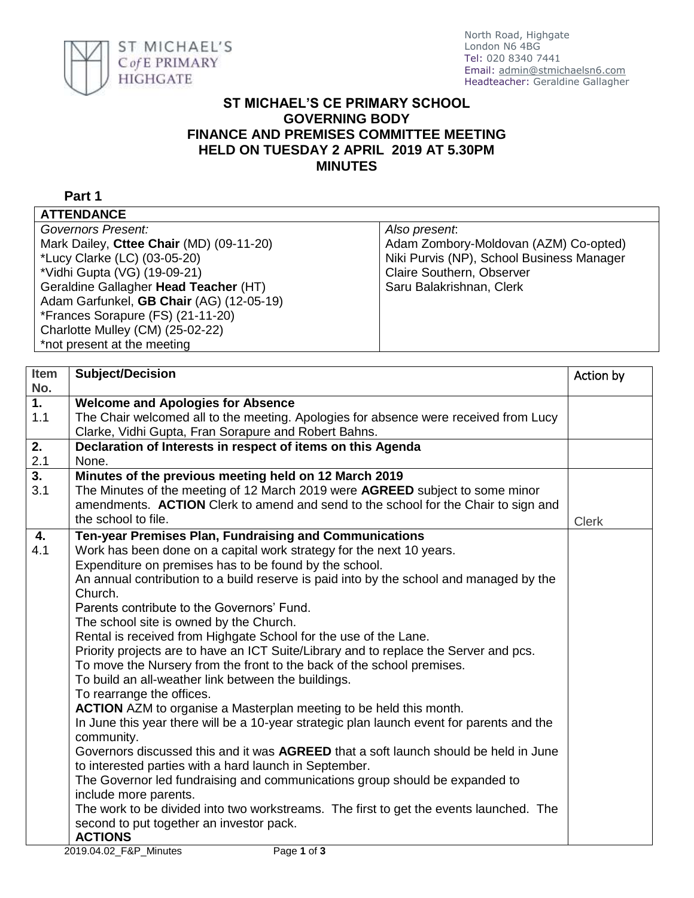North Road, Highgate
London N6 4BG
Tel: 020 8340 7441
Email: admin@stmichaelsn6.com
Headteacher: Geraldine Gallagher

# ST MICHAEL'S CE PRIMARY SCHOOL GOVERNING BODY FINANCE AND PREMISES COMMITTEE MEETING HELD ON TUESDAY 2 APRIL 2019 AT 5.30PM MINUTES

## Part 1

| ATTENDANCE | |
|---|---|
| *Governors Present:* | *Also present*: |
| Mark Dailey, **Cttee Chair** (MD) (09-11-20) | Adam Zombory-Moldovan (AZM) Co-opted) |
| *Lucy Clarke (LC) (03-05-20) | Niki Purvis (NP), School Business Manager |
| *Vidhi Gupta (VG) (19-09-21) | Claire Southern, Observer |
| Geraldine Gallagher **Head Teacher** (HT) | Saru Balakrishnan, Clerk |
| Adam Garfunkel, **GB Chair** (AG) (12-05-19) | |
| *Frances Sorapure (FS) (21-11-20) | |
| Charlotte Mulley (CM) (25-02-22) | |
| *not present at the meeting | |

| Item No. | Subject/Decision | Action by |
|---|---|---|
| **1.** | **Welcome and Apologies for Absence** | |
| 1.1 | The Chair welcomed all to the meeting. Apologies for absence were received from Lucy Clarke, Vidhi Gupta, Fran Sorapure and Robert Bahns. | |
| **2.** | **Declaration of Interests in respect of items on this Agenda** | |
| 2.1 | None. | |
| **3.** | **Minutes of the previous meeting held on 12 March 2019** | |
| 3.1 | The Minutes of the meeting of 12 March 2019 were **AGREED** subject to some minor amendments. **ACTION** Clerk to amend and send to the school for the Chair to sign and the school to file. | Clerk |
| **4.** | **Ten-year Premises Plan, Fundraising and Communications** | |
| 4.1 | Work has been done on a capital work strategy for the next 10 years.<br>Expenditure on premises has to be found by the school.<br>An annual contribution to a build reserve is paid into by the school and managed by the Church.<br>Parents contribute to the Governors' Fund.<br>The school site is owned by the Church.<br>Rental is received from Highgate School for the use of the Lane.<br>Priority projects are to have an ICT Suite/Library and to replace the Server and pcs.<br>To move the Nursery from the front to the back of the school premises.<br>To build an all-weather link between the buildings.<br>To rearrange the offices.<br>**ACTION** AZM to organise a Masterplan meeting to be held this month.<br>In June this year there will be a 10-year strategic plan launch event for parents and the community.<br>Governors discussed this and it was **AGREED** that a soft launch should be held in June to interested parties with a hard launch in September.<br>The Governor led fundraising and communications group should be expanded to include more parents.<br>The work to be divided into two workstreams. The first to get the events launched. The second to put together an investor pack.<br>**ACTIONS** | |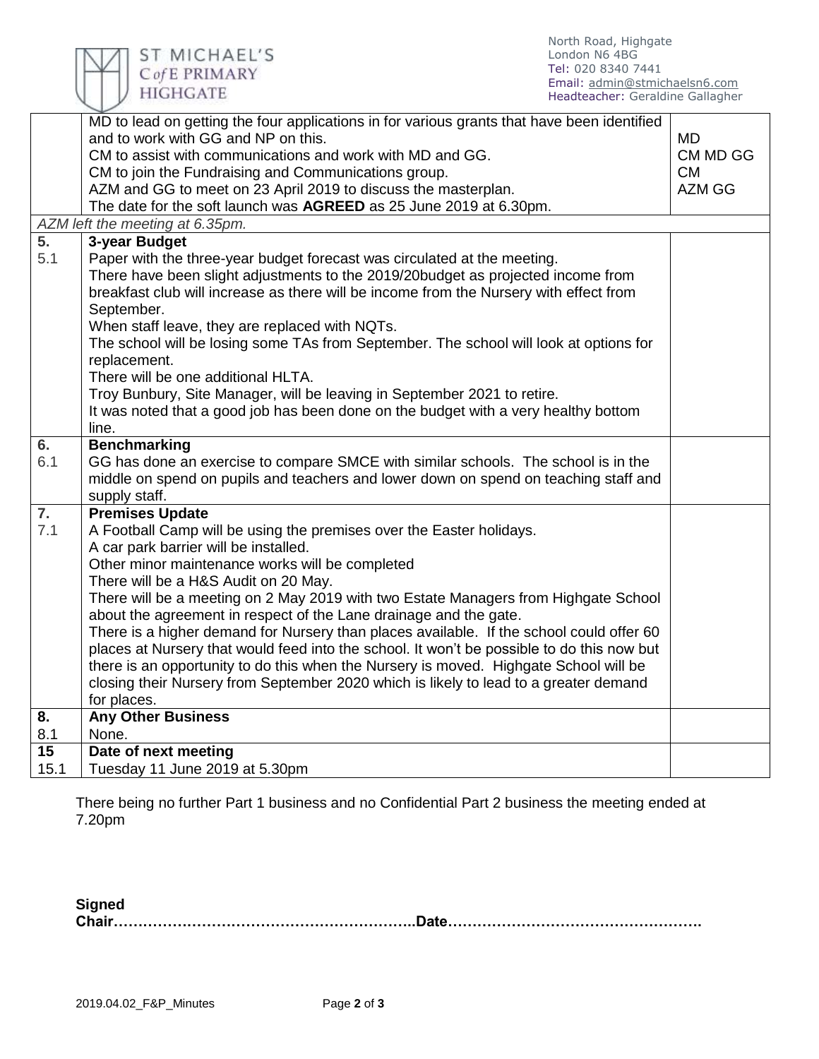| | | |
|---|---|---|
| | MD to lead on getting the four applications in for various grants that have been identified and to work with GG and NP on this.<br>CM to assist with communications and work with MD and GG.<br>CM to join the Fundraising and Communications group.<br>AZM and GG to meet on 23 April 2019 to discuss the masterplan.<br>The date for the soft launch was **AGREED** as 25 June 2019 at 6.30pm. | MD<br>CM MD GG<br>CM<br>AZM GG |
| *AZM left the meeting at 6.35pm.* | | |
| **5.** | **3-year Budget** | |
| 5.1 | Paper with the three-year budget forecast was circulated at the meeting.<br>There have been slight adjustments to the 2019/20budget as projected income from breakfast club will increase as there will be income from the Nursery with effect from September.<br>When staff leave, they are replaced with NQTs.<br>The school will be losing some TAs from September. The school will look at options for replacement.<br>There will be one additional HLTA.<br>Troy Bunbury, Site Manager, will be leaving in September 2021 to retire.<br>It was noted that a good job has been done on the budget with a very healthy bottom line. | |
| **6.** | **Benchmarking** | |
| 6.1 | GG has done an exercise to compare SMCE with similar schools. The school is in the middle on spend on pupils and teachers and lower down on spend on teaching staff and supply staff. | |
| **7.** | **Premises Update** | |
| 7.1 | A Football Camp will be using the premises over the Easter holidays.<br>A car park barrier will be installed.<br>Other minor maintenance works will be completed<br>There will be a H&S Audit on 20 May.<br>There will be a meeting on 2 May 2019 with two Estate Managers from Highgate School about the agreement in respect of the Lane drainage and the gate.<br>There is a higher demand for Nursery than places available. If the school could offer 60 places at Nursery that would feed into the school. It won't be possible to do this now but there is an opportunity to do this when the Nursery is moved. Highgate School will be closing their Nursery from September 2020 which is likely to lead to a greater demand for places. | |
| **8.** | **Any Other Business** | |
| 8.1 | None. | |
| **15** | **Date of next meeting** | |
| 15.1 | Tuesday 11 June 2019 at 5.30pm | |

There being no further Part 1 business and no Confidential Part 2 business the meeting ended at 7.20pm

**Signed**
**Chair……………………………………………………..Date…………………………………………….**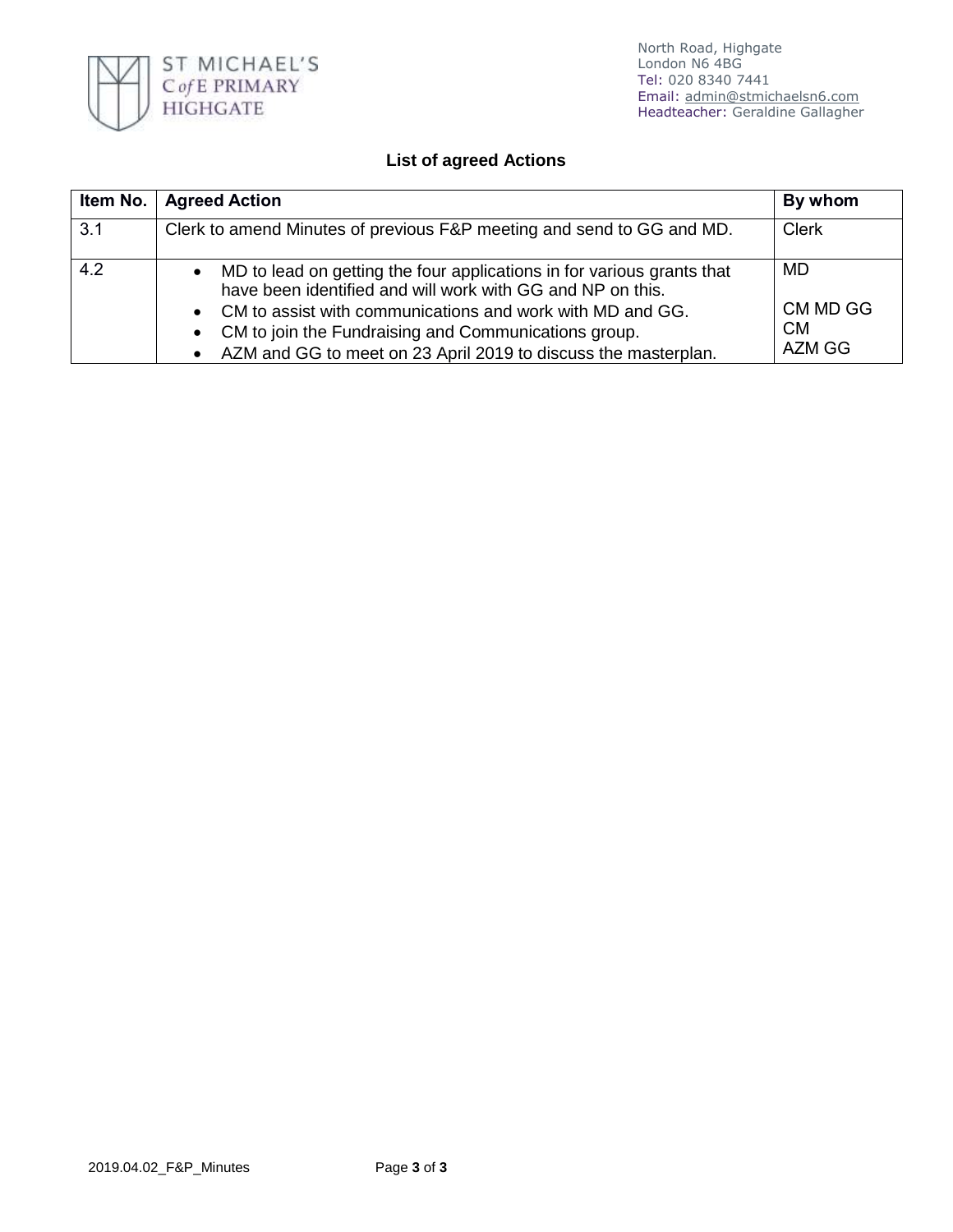## List of agreed Actions

| Item No. | Agreed Action | By whom |
| --- | --- | --- |
| 3.1 | Clerk to amend Minutes of previous F&P meeting and send to GG and MD. | Clerk |
| 4.2 | • MD to lead on getting the four applications in for various grants that have been identified and will work with GG and NP on this.<br>• CM to assist with communications and work with MD and GG.<br>• CM to join the Fundraising and Communications group.<br>• AZM and GG to meet on 23 April 2019 to discuss the masterplan. | MD<br>CM MD GG<br>CM<br>AZM GG |